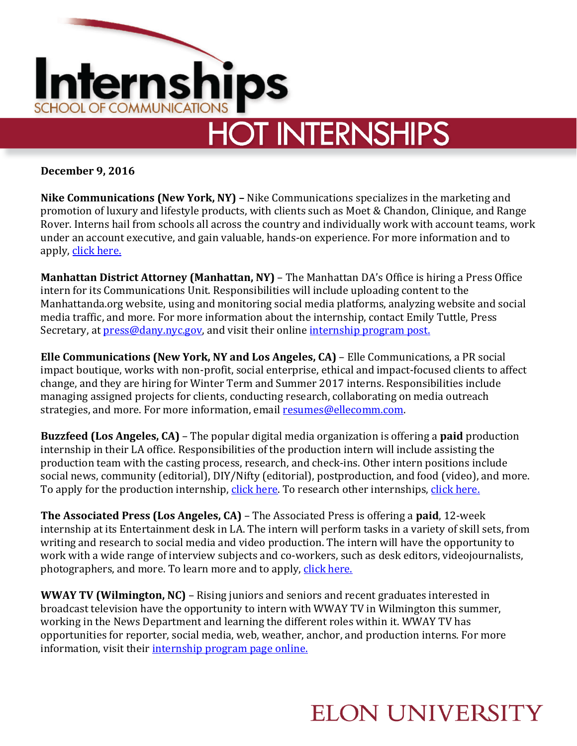# Internships

SCHOOL OF COMMUNICATIONS

## HOT INTERNSHIPS

**December 9, 2016**

**Nike Communications (New York, NY) –** Nike Communications specializes in the marketing and promotion of luxury and lifestyle products, with clients such as Moet & Chandon, Clinique, and Range Rover. Interns hail from schools all across the country and individually work with account teams, work under an account executive, and gain valuable, hands-on experience. For more information and to apply, click here.

**Manhattan District Attorney (Manhattan, NY)** – The Manhattan DA's Office is hiring a Press Office intern for its Communications Unit. Responsibilities will include uploading content to the Manhattanda.org website, using and monitoring social media platforms, analyzing website and social media traffic, and more. For more information about the internship, contact Emily Tuttle, Press Secretary, at press@dany.nyc.gov, and visit their online internship program post.

**Elle Communications (New York, NY and Los Angeles, CA)** – Elle Communications, a PR social impact boutique, works with non-profit, social enterprise, ethical and impact-focused clients to affect change, and they are hiring for Winter Term and Summer 2017 interns. Responsibilities include managing assigned projects for clients, conducting research, collaborating on media outreach strategies, and more. For more information, email resumes@ellecomm.com.

**Buzzfeed (Los Angeles, CA)** – The popular digital media organization is offering a **paid** production internship in their LA office. Responsibilities of the production intern will include assisting the production team with the casting process, research, and check-ins. Other intern positions include social news, community (editorial), DIY/Nifty (editorial), postproduction, and food (video), and more. To apply for the production internship, click here. To research other internships, click here.

**The Associated Press (Los Angeles, CA)** – The Associated Press is offering a **paid**, 12-week internship at its Entertainment desk in LA. The intern will perform tasks in a variety of skill sets, from writing and research to social media and video production. The intern will have the opportunity to work with a wide range of interview subjects and co-workers, such as desk editors, videojournalists, photographers, and more. To learn more and to apply, click here.

**WWAY TV (Wilmington, NC)** – Rising juniors and seniors and recent graduates interested in broadcast television have the opportunity to intern with WWAY TV in Wilmington this summer, working in the News Department and learning the different roles within it. WWAY TV has opportunities for reporter, social media, web, weather, anchor, and production interns. For more information, visit their internship program page online.

ELON UNIVERSITY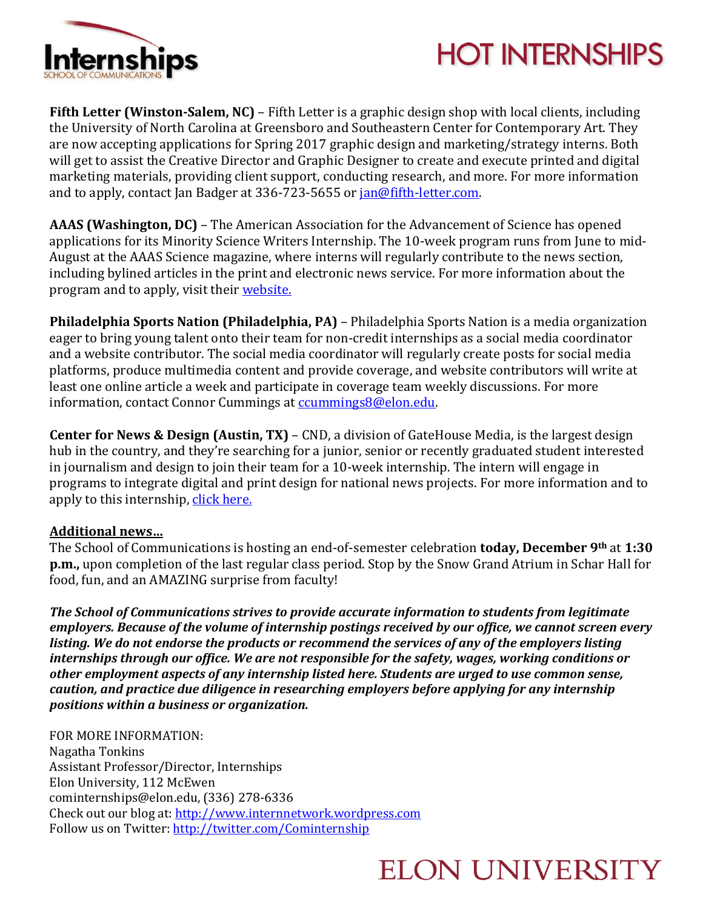# HOT INTERNSHIPS

**Fifth Letter (Winston-Salem, NC)** – Fifth Letter is a graphic design shop with local clients, including the University of North Carolina at Greensboro and Southeastern Center for Contemporary Art. They are now accepting applications for Spring 2017 graphic design and marketing/strategy interns. Both will get to assist the Creative Director and Graphic Designer to create and execute printed and digital marketing materials, providing client support, conducting research, and more. For more information and to apply, contact Jan Badger at 336-723-5655 or jan@fifth-letter.com.

**AAAS (Washington, DC)** – The American Association for the Advancement of Science has opened applications for its Minority Science Writers Internship. The 10-week program runs from June to mid-August at the AAAS Science magazine, where interns will regularly contribute to the news section, including bylined articles in the print and electronic news service. For more information about the program and to apply, visit their website.

**Philadelphia Sports Nation (Philadelphia, PA)** – Philadelphia Sports Nation is a media organization eager to bring young talent onto their team for non-credit internships as a social media coordinator and a website contributor. The social media coordinator will regularly create posts for social media platforms, produce multimedia content and provide coverage, and website contributors will write at least one online article a week and participate in coverage team weekly discussions. For more information, contact Connor Cummings at ccummings8@elon.edu.

**Center for News & Design (Austin, TX)** – CND, a division of GateHouse Media, is the largest design hub in the country, and they're searching for a junior, senior or recently graduated student interested in journalism and design to join their team for a 10-week internship. The intern will engage in programs to integrate digital and print design for national news projects. For more information and to apply to this internship, click here.

**Additional news…**

The School of Communications is hosting an end-of-semester celebration **today, December 9th** at **1:30 p.m.,** upon completion of the last regular class period. Stop by the Snow Grand Atrium in Schar Hall for food, fun, and an AMAZING surprise from faculty!

***The School of Communications strives to provide accurate information to students from legitimate employers. Because of the volume of internship postings received by our office, we cannot screen every listing. We do not endorse the products or recommend the services of any of the employers listing internships through our office. We are not responsible for the safety, wages, working conditions or other employment aspects of any internship listed here. Students are urged to use common sense, caution, and practice due diligence in researching employers before applying for any internship positions within a business or organization.***

FOR MORE INFORMATION:
Nagatha Tonkins
Assistant Professor/Director, Internships
Elon University, 112 McEwen
cominternships@elon.edu, (336) 278-6336
Check out our blog at: http://www.internnetwork.wordpress.com
Follow us on Twitter: http://twitter.com/Cominternship